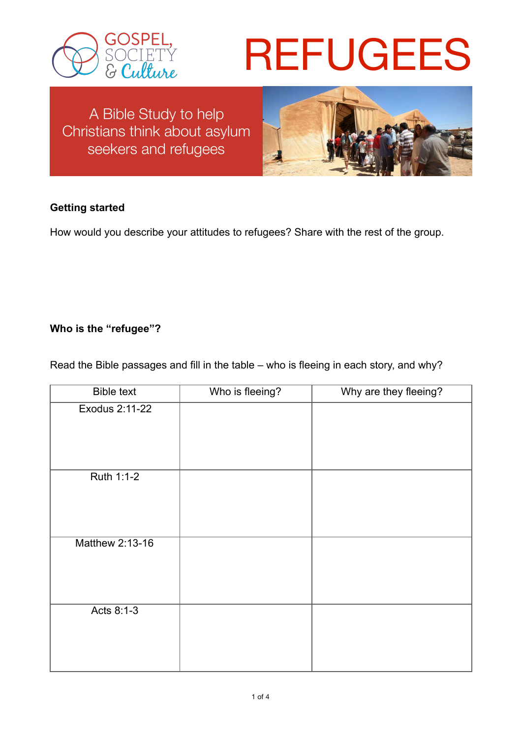GOSPEL, SOCIETY & Culture

# REFUGEES

A Bible Study to help Christians think about asylum seekers and refugees

**Getting started**

How would you describe your attitudes to refugees? Share with the rest of the group.

**Who is the "refugee"?**

Read the Bible passages and fill in the table – who is fleeing in each story, and why?

| Bible text | Who is fleeing? | Why are they fleeing? |
| --- | --- | --- |
| Exodus 2:11-22 | | |
| Ruth 1:1-2 | | |
| Matthew 2:13-16 | | |
| Acts 8:1-3 | | |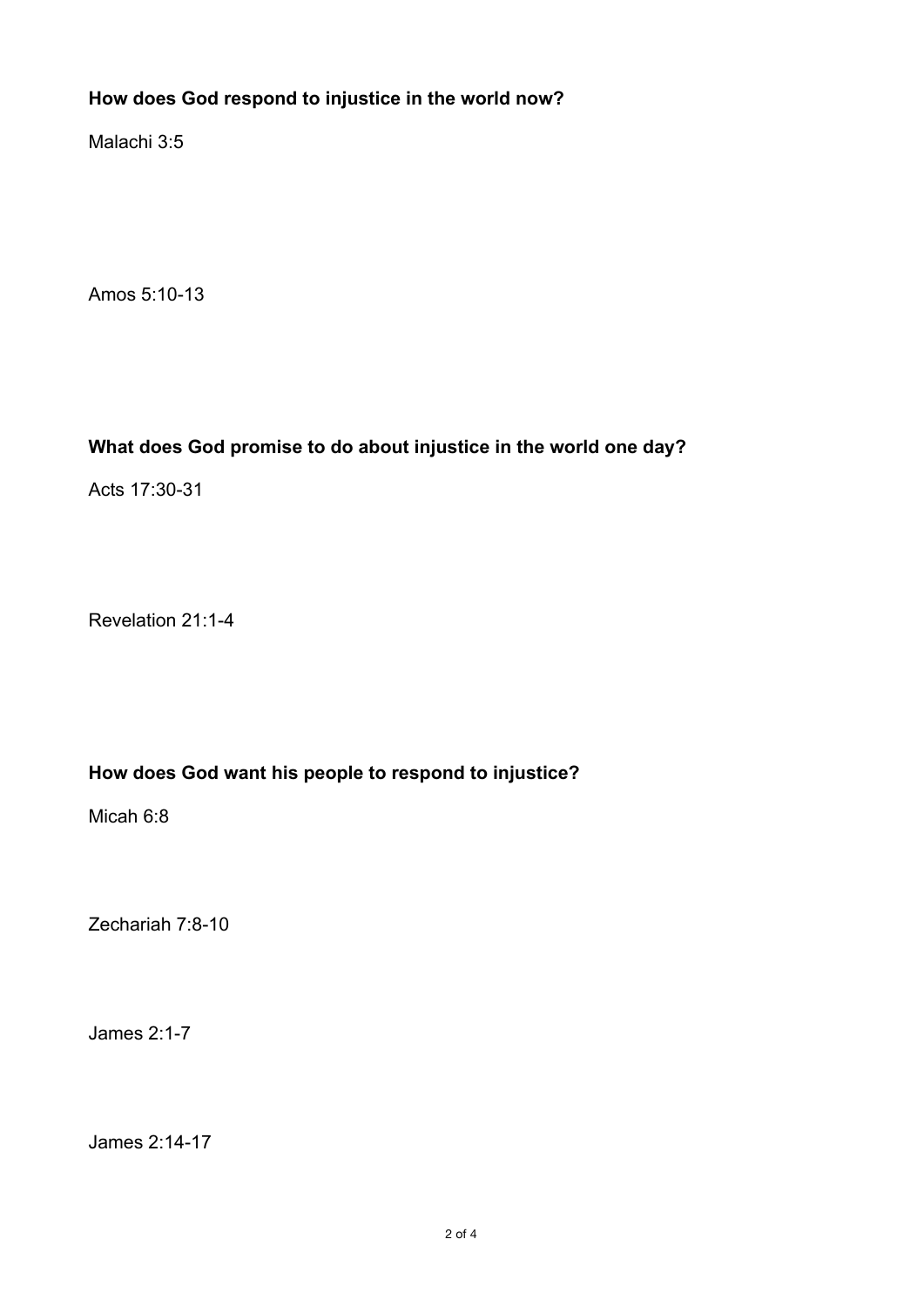**How does God respond to injustice in the world now?**

Malachi 3:5

Amos 5:10-13

**What does God promise to do about injustice in the world one day?**

Acts 17:30-31

Revelation 21:1-4

**How does God want his people to respond to injustice?**

Micah 6:8

Zechariah 7:8-10

James 2:1-7

James 2:14-17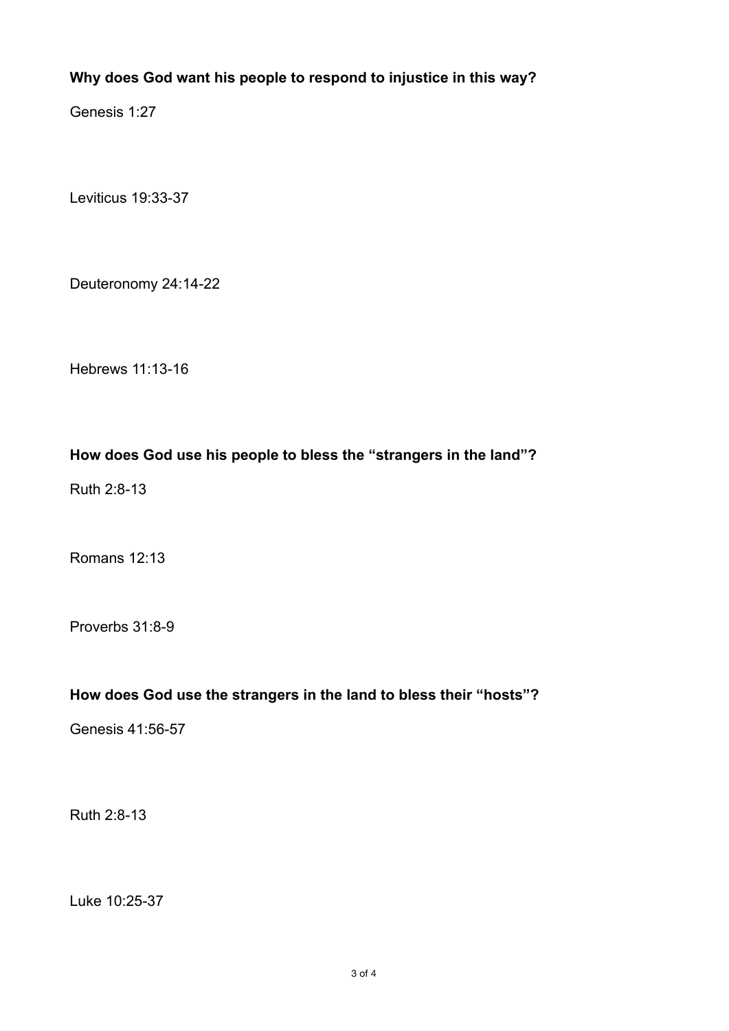**Why does God want his people to respond to injustice in this way?**

Genesis 1:27

Leviticus 19:33-37

Deuteronomy 24:14-22

Hebrews 11:13-16

**How does God use his people to bless the "strangers in the land"?**

Ruth 2:8-13

Romans 12:13

Proverbs 31:8-9

**How does God use the strangers in the land to bless their "hosts"?**

Genesis 41:56-57

Ruth 2:8-13

Luke 10:25-37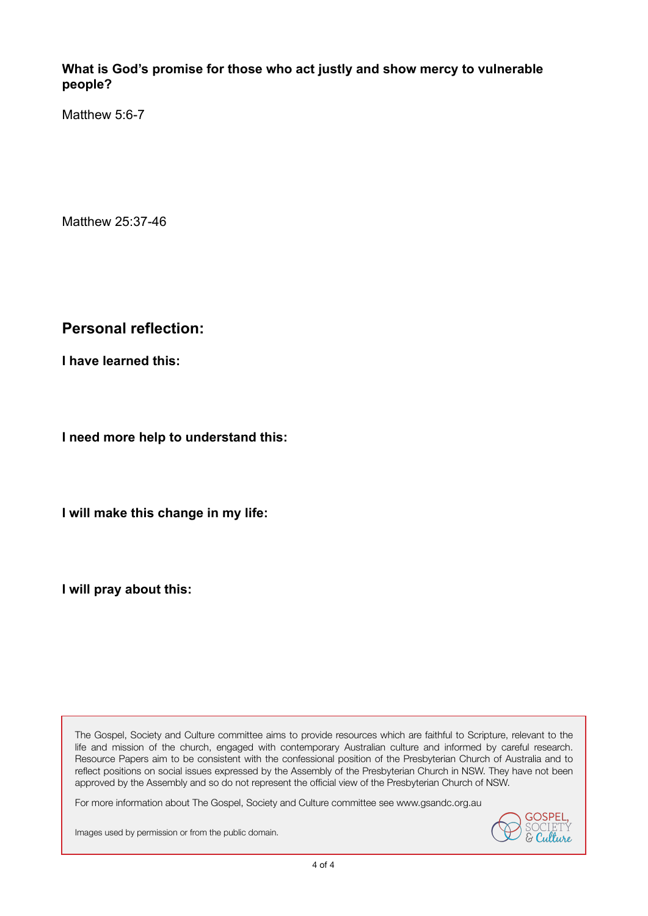**What is God's promise for those who act justly and show mercy to vulnerable people?**

Matthew 5:6-7

Matthew 25:37-46

## Personal reflection:

**I have learned this:**

**I need more help to understand this:**

**I will make this change in my life:**

**I will pray about this:**

The Gospel, Society and Culture committee aims to provide resources which are faithful to Scripture, relevant to the life and mission of the church, engaged with contemporary Australian culture and informed by careful research. Resource Papers aim to be consistent with the confessional position of the Presbyterian Church of Australia and to reflect positions on social issues expressed by the Assembly of the Presbyterian Church in NSW. They have not been approved by the Assembly and so do not represent the official view of the Presbyterian Church of NSW.

For more information about The Gospel, Society and Culture committee see www.gsandc.org.au

Images used by permission or from the public domain.

GOSPEL, SOCIETY & Culture